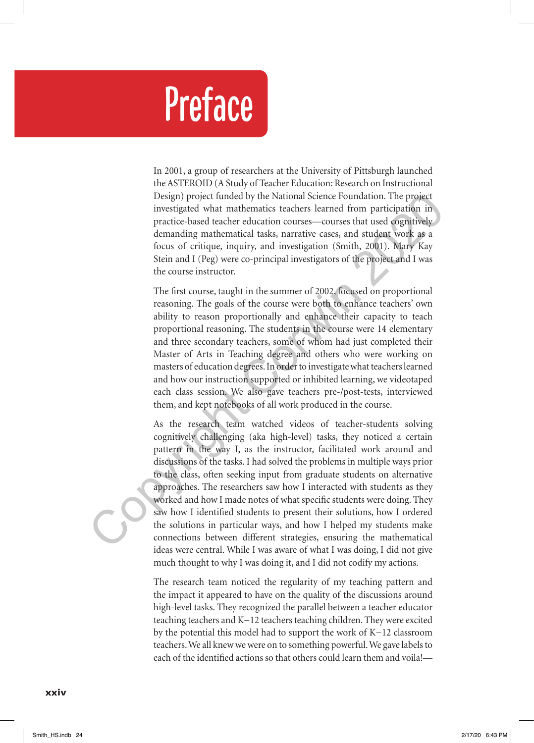# Preface

In 2001, a group of researchers at the University of Pittsburgh launched the ASTEROID (A Study of Teacher Education: Research on Instructional Design) project funded by the National Science Foundation. The project investigated what mathematics teachers learned from participation in practice-based teacher education courses—courses that used cognitively demanding mathematical tasks, narrative cases, and student work as a focus of critique, inquiry, and investigation (Smith, 2001). Mary Kay Stein and I (Peg) were co-principal investigators of the project and I was the course instructor.

The first course, taught in the summer of 2002, focused on proportional reasoning. The goals of the course were both to enhance teachers' own ability to reason proportionally and enhance their capacity to teach proportional reasoning. The students in the course were 14 elementary and three secondary teachers, some of whom had just completed their Master of Arts in Teaching degree and others who were working on masters of education degrees. In order to investigate what teachers learned and how our instruction supported or inhibited learning, we videotaped each class session. We also gave teachers pre-/post-tests, interviewed them, and kept notebooks of all work produced in the course.

As the research team watched videos of teacher-students solving cognitively challenging (aka high-level) tasks, they noticed a certain pattern in the way I, as the instructor, facilitated work around and discussions of the tasks. I had solved the problems in multiple ways prior to the class, often seeking input from graduate students on alternative approaches. The researchers saw how I interacted with students as they worked and how I made notes of what specific students were doing. They saw how I identified students to present their solutions, how I ordered the solutions in particular ways, and how I helped my students make connections between different strategies, ensuring the mathematical ideas were central. While I was aware of what I was doing, I did not give much thought to why I was doing it, and I did not codify my actions.

The research team noticed the regularity of my teaching pattern and the impact it appeared to have on the quality of the discussions around high-level tasks. They recognized the parallel between a teacher educator teaching teachers and K–12 teachers teaching children. They were excited by the potential this model had to support the work of K–12 classroom teachers. We all knew we were on to something powerful. We gave labels to each of the identified actions so that others could learn them and voila!—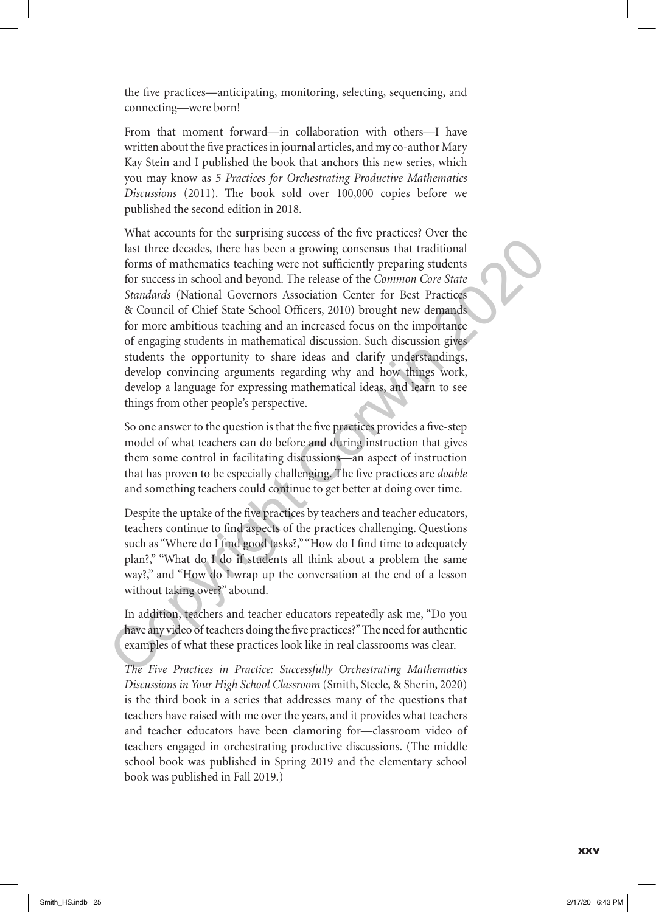the five practices—anticipating, monitoring, selecting, sequencing, and connecting—were born!

From that moment forward—in collaboration with others—I have written about the five practices in journal articles, and my co-author Mary Kay Stein and I published the book that anchors this new series, which you may know as *5 Practices for Orchestrating Productive Mathematics Discussions* (2011). The book sold over 100,000 copies before we published the second edition in 2018.

What accounts for the surprising success of the five practices? Over the last three decades, there has been a growing consensus that traditional forms of mathematics teaching were not sufficiently preparing students for success in school and beyond. The release of the *Common Core State Standards* (National Governors Association Center for Best Practices & Council of Chief State School Officers, 2010) brought new demands for more ambitious teaching and an increased focus on the importance of engaging students in mathematical discussion. Such discussion gives students the opportunity to share ideas and clarify understandings, develop convincing arguments regarding why and how things work, develop a language for expressing mathematical ideas, and learn to see things from other people's perspective.

So one answer to the question is that the five practices provides a five-step model of what teachers can do before and during instruction that gives them some control in facilitating discussions—an aspect of instruction that has proven to be especially challenging. The five practices are *doable* and something teachers could continue to get better at doing over time.

Despite the uptake of the five practices by teachers and teacher educators, teachers continue to find aspects of the practices challenging. Questions such as "Where do I find good tasks?," "How do I find time to adequately plan?," "What do I do if students all think about a problem the same way?," and "How do I wrap up the conversation at the end of a lesson without taking over?" abound.

In addition, teachers and teacher educators repeatedly ask me, "Do you have any video of teachers doing the five practices?" The need for authentic examples of what these practices look like in real classrooms was clear.

*The Five Practices in Practice: Successfully Orchestrating Mathematics Discussions in Your High School Classroom* (Smith, Steele, & Sherin, 2020) is the third book in a series that addresses many of the questions that teachers have raised with me over the years, and it provides what teachers and teacher educators have been clamoring for—classroom video of teachers engaged in orchestrating productive discussions. (The middle school book was published in Spring 2019 and the elementary school book was published in Fall 2019.)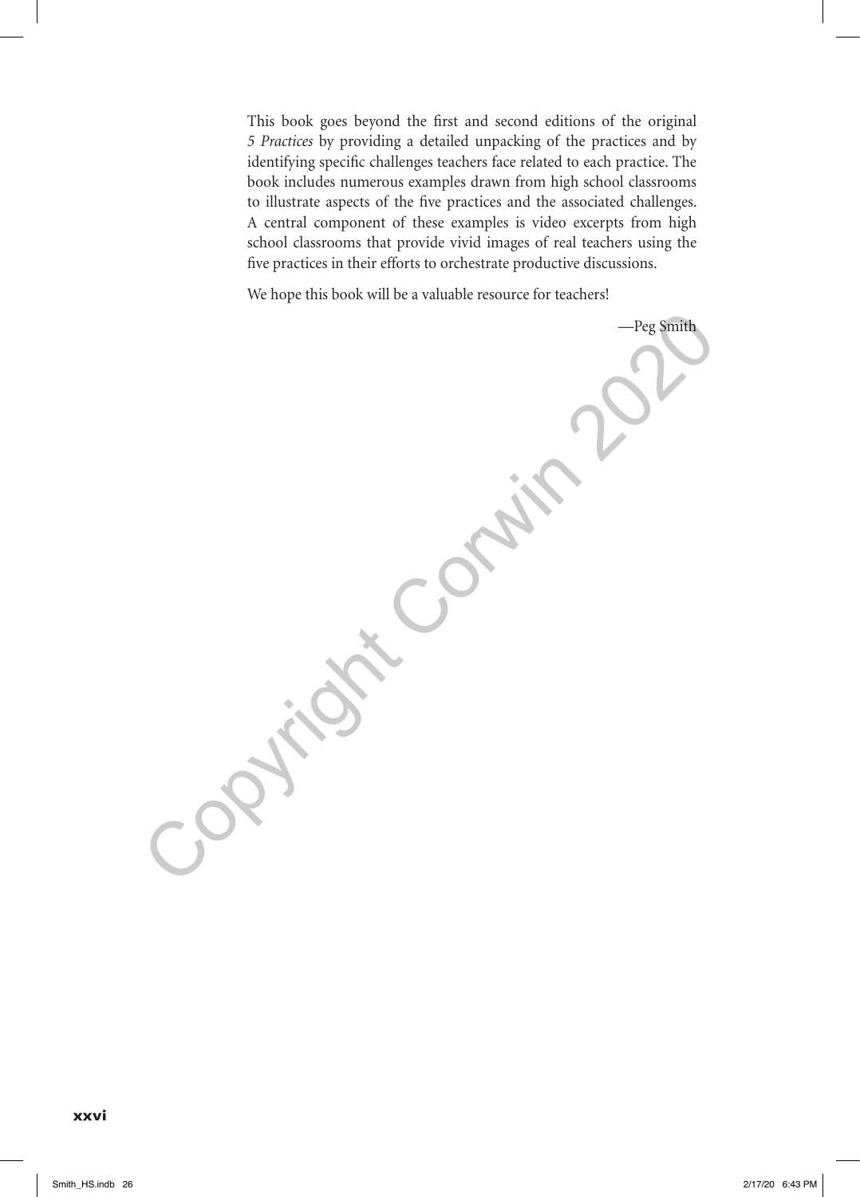This book goes beyond the first and second editions of the original *5 Practices* by providing a detailed unpacking of the practices and by identifying specific challenges teachers face related to each practice. The book includes numerous examples drawn from high school classrooms to illustrate aspects of the five practices and the associated challenges. A central component of these examples is video excerpts from high school classrooms that provide vivid images of real teachers using the five practices in their efforts to orchestrate productive discussions.

We hope this book will be a valuable resource for teachers!

—Peg Smith